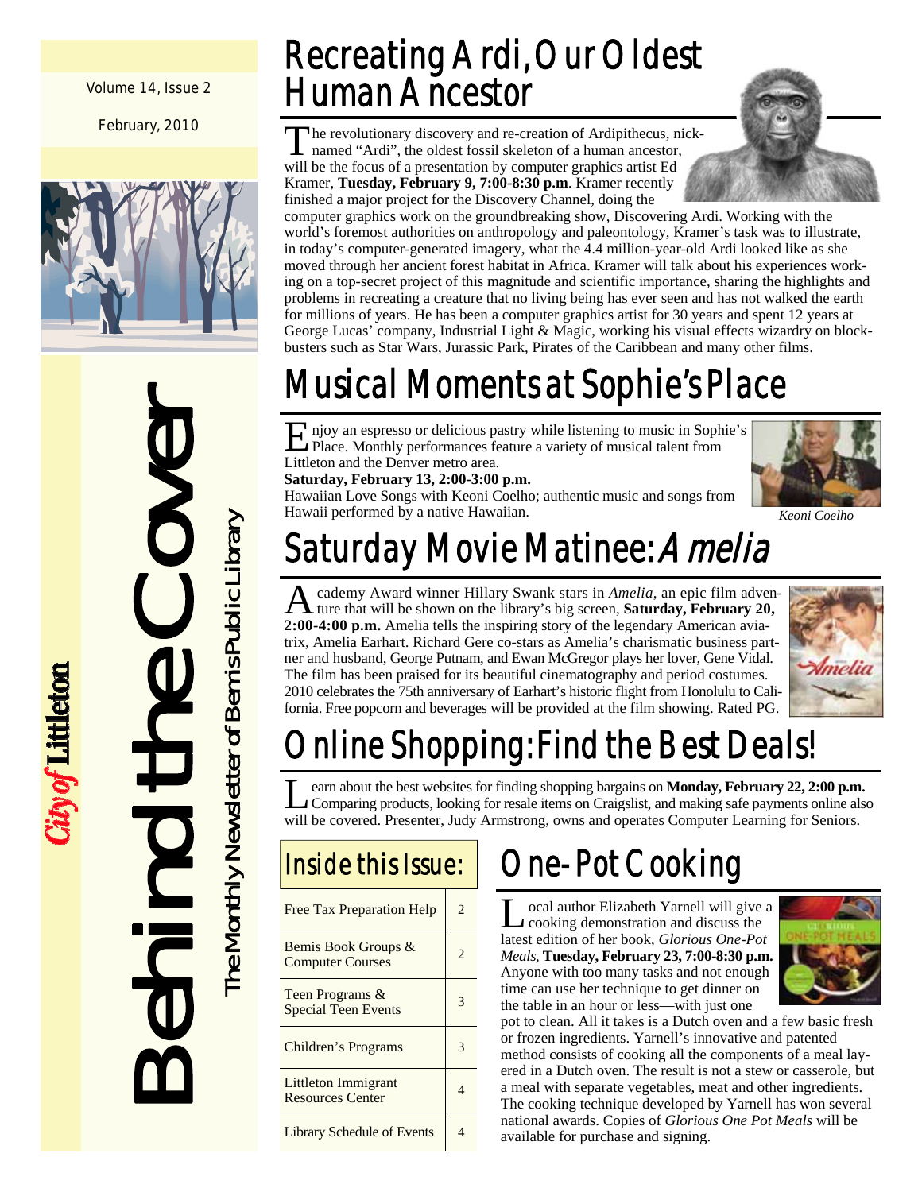Volume 14, Issue 2

February, 2010

*City of* **Littleton**

# Behind the Cover

The Monthly Newsletter of Bemis Public Library

## Recreating Ardi, Our Oldest Human Ancestor

The revolutionary discovery and re-creation of Ardipithecus, nicknamed "Ardi", the oldest fossil skeleton of a human ancestor, will be the focus of a presentation by computer graphics artist Ed Kramer, **Tuesday, February 9, 7:00-8:30 p.m**. Kramer recently finished a major project for the Discovery Channel, doing the computer graphics work on the groundbreaking show, Discovering Ardi. Working with the world's foremost authorities on anthropology and paleontology, Kramer's task was to illustrate, in today's computer-generated imagery, what the 4.4 million-year-old Ardi looked like as she moved through her ancient forest habitat in Africa. Kramer will talk about his experiences working on a top-secret project of this magnitude and scientific importance, sharing the highlights and problems in recreating a creature that no living being has ever seen and has not walked the earth for millions of years. He has been a computer graphics artist for 30 years and spent 12 years at George Lucas' company, Industrial Light & Magic, working his visual effects wizardry on blockbusters such as Star Wars, Jurassic Park, Pirates of the Caribbean and many other films.

## Musical Moments at Sophie's Place

Enjoy an espresso or delicious pastry while listening to music in Sophie's Place. Monthly performances feature a variety of musical talent from Littleton and the Denver metro area.

**Saturday, February 13, 2:00-3:00 p.m.**

Hawaiian Love Songs with Keoni Coelho; authentic music and songs from Hawaii performed by a native Hawaiian.

*Keoni Coelho*

## Saturday Movie Matinee: *Amelia*

Academy Award winner Hillary Swank stars in *Amelia*, an epic film adventure that will be shown on the library's big screen, **Saturday, February 20, 2:00-4:00 p.m.** Amelia tells the inspiring story of the legendary American aviatrix, Amelia Earhart. Richard Gere co-stars as Amelia's charismatic business partner and husband, George Putnam, and Ewan McGregor plays her lover, Gene Vidal. The film has been praised for its beautiful cinematography and period costumes. 2010 celebrates the 75th anniversary of Earhart's historic flight from Honolulu to California. Free popcorn and beverages will be provided at the film showing. Rated PG.

## Online Shopping: Find the Best Deals!

Learn about the best websites for finding shopping bargains on **Monday, February 22, 2:00 p.m.** Comparing products, looking for resale items on Craigslist, and making safe payments online also will be covered. Presenter, Judy Armstrong, owns and operates Computer Learning for Seniors.

### Inside this Issue:

| | |
|---|---|
| Free Tax Preparation Help | 2 |
| Bemis Book Groups & Computer Courses | 2 |
| Teen Programs & Special Teen Events | 3 |
| Children's Programs | 3 |
| Littleton Immigrant Resources Center | 4 |
| Library Schedule of Events | 4 |

## One-Pot Cooking

Local author Elizabeth Yarnell will give a cooking demonstration and discuss the latest edition of her book, *Glorious One-Pot Meals*, **Tuesday, February 23, 7:00-8:30 p.m.** Anyone with too many tasks and not enough time can use her technique to get dinner on the table in an hour or less—with just one pot to clean. All it takes is a Dutch oven and a few basic fresh or frozen ingredients. Yarnell's innovative and patented method consists of cooking all the components of a meal layered in a Dutch oven. The result is not a stew or casserole, but a meal with separate vegetables, meat and other ingredients. The cooking technique developed by Yarnell has won several national awards. Copies of *Glorious One Pot Meals* will be available for purchase and signing.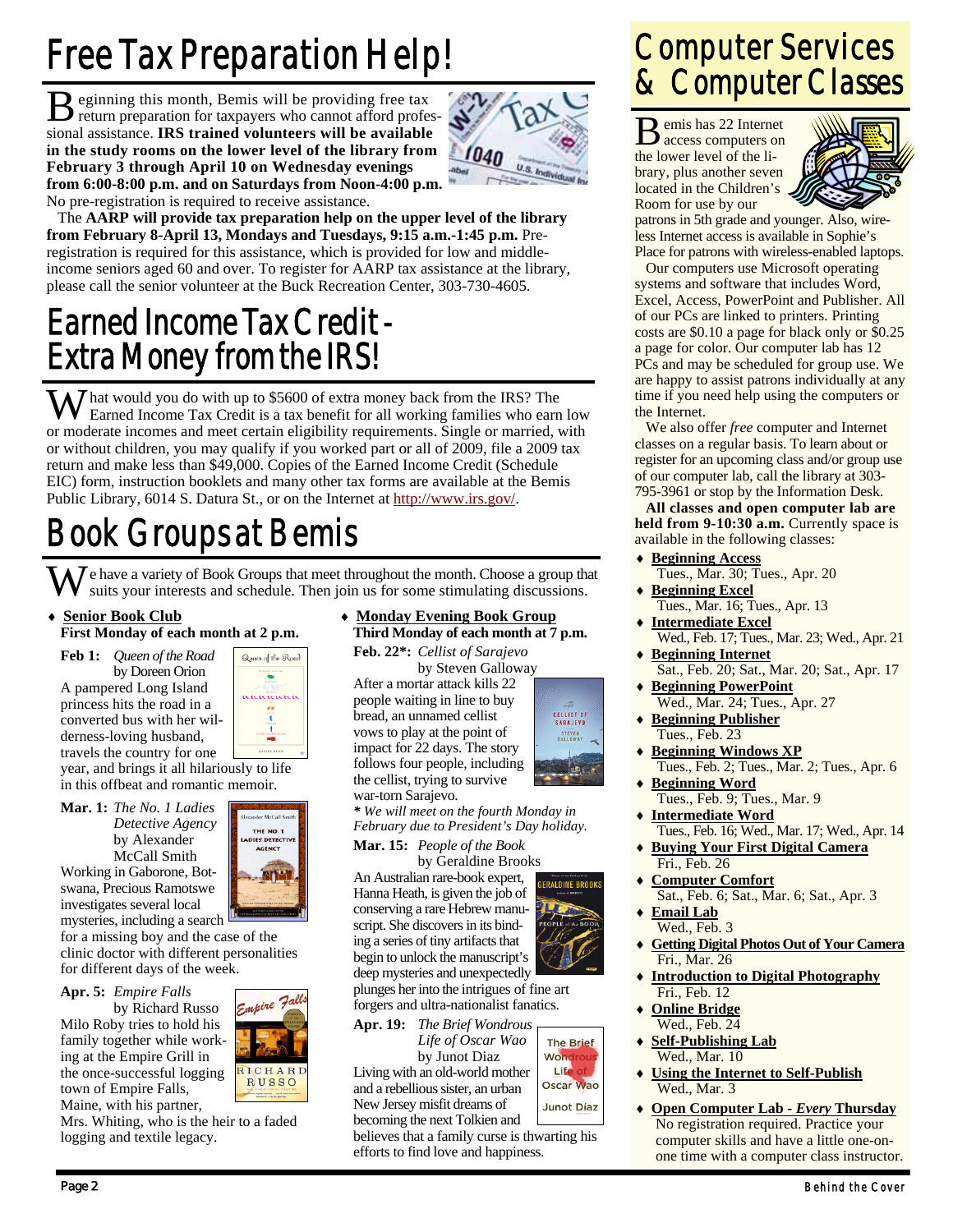# Free Tax Preparation Help!

Beginning this month, Bemis will be providing free tax return preparation for taxpayers who cannot afford professional assistance. **IRS trained volunteers will be available in the study rooms on the lower level of the library from February 3 through April 10 on Wednesday evenings from 6:00-8:00 p.m. and on Saturdays from Noon-4:00 p.m.** No pre-registration is required to receive assistance.

The **AARP will provide tax preparation help on the upper level of the library from February 8-April 13, Mondays and Tuesdays, 9:15 a.m.-1:45 p.m.** Pre-registration is required for this assistance, which is provided for low and middle-income seniors aged 60 and over. To register for AARP tax assistance at the library, please call the senior volunteer at the Buck Recreation Center, 303-730-4605.

# Earned Income Tax Credit - Extra Money from the IRS!

What would you do with up to $5600 of extra money back from the IRS? The Earned Income Tax Credit is a tax benefit for all working families who earn low or moderate incomes and meet certain eligibility requirements. Single or married, with or without children, you may qualify if you worked part or all of 2009, file a 2009 tax return and make less than $49,000. Copies of the Earned Income Credit (Schedule EIC) form, instruction booklets and many other tax forms are available at the Bemis Public Library, 6014 S. Datura St., or on the Internet at http://www.irs.gov/.

# Book Groups at Bemis

We have a variety of Book Groups that meet throughout the month. Choose a group that suits your interests and schedule. Then join us for some stimulating discussions.

- **Senior Book Club**
  **First Monday of each month at 2 p.m.**

**Feb 1:** *Queen of the Road* by Doreen Orion
A pampered Long Island princess hits the road in a converted bus with her wilderness-loving husband, travels the country for one year, and brings it all hilariously to life in this offbeat and romantic memoir.

**Mar. 1:** *The No. 1 Ladies Detective Agency* by Alexander McCall Smith
Working in Gaborone, Botswana, Precious Ramotswe investigates several local mysteries, including a search for a missing boy and the case of the clinic doctor with different personalities for different days of the week.

**Apr. 5:** *Empire Falls* by Richard Russo
Milo Roby tries to hold his family together while working at the Empire Grill in the once-successful logging town of Empire Falls, Maine, with his partner, Mrs. Whiting, who is the heir to a faded logging and textile legacy.

- **Monday Evening Book Group**
  **Third Monday of each month at 7 p.m.**

**Feb. 22*:** *Cellist of Sarajevo* by Steven Galloway
After a mortar attack kills 22 people waiting in line to buy bread, an unnamed cellist vows to play at the point of impact for 22 days. The story follows four people, including the cellist, trying to survive war-torn Sarajevo.

*\* We will meet on the fourth Monday in February due to President's Day holiday.*

**Mar. 15:** *People of the Book* by Geraldine Brooks
An Australian rare-book expert, Hanna Heath, is given the job of conserving a rare Hebrew manuscript. She discovers in its binding a series of tiny artifacts that begin to unlock the manuscript's deep mysteries and unexpectedly plunges her into the intrigues of fine art forgers and ultra-nationalist fanatics.

**Apr. 19:** *The Brief Wondrous Life of Oscar Wao* by Junot Diaz
Living with an old-world mother and a rebellious sister, an urban New Jersey misfit dreams of becoming the next Tolkien and believes that a family curse is thwarting his efforts to find love and happiness.

# Computer Services & Computer Classes

Bemis has 22 Internet access computers on the lower level of the library, plus another seven located in the Children's Room for use by our patrons in 5th grade and younger. Also, wireless Internet access is available in Sophie's Place for patrons with wireless-enabled laptops.

Our computers use Microsoft operating systems and software that includes Word, Excel, Access, PowerPoint and Publisher. All of our PCs are linked to printers. Printing costs are $0.10 a page for black only or $0.25 a page for color. Our computer lab has 12 PCs and may be scheduled for group use. We are happy to assist patrons individually at any time if you need help using the computers or the Internet.

We also offer *free* computer and Internet classes on a regular basis. To learn about or register for an upcoming class and/or group use of our computer lab, call the library at 303-795-3961 or stop by the Information Desk.

**All classes and open computer lab are held from 9-10:30 a.m.** Currently space is available in the following classes:

- **Beginning Access**
  Tues., Mar. 30; Tues., Apr. 20
- **Beginning Excel**
  Tues., Mar. 16; Tues., Apr. 13
- **Intermediate Excel**
  Wed., Feb. 17; Tues., Mar. 23; Wed., Apr. 21
- **Beginning Internet**
  Sat., Feb. 20; Sat., Mar. 20; Sat., Apr. 17
- **Beginning PowerPoint**
  Wed., Mar. 24; Tues., Apr. 27
- **Beginning Publisher**
  Tues., Feb. 23
- **Beginning Windows XP**
  Tues., Feb. 2; Tues., Mar. 2; Tues., Apr. 6
- **Beginning Word**
  Tues., Feb. 9; Tues., Mar. 9
- **Intermediate Word**
  Tues., Feb. 16; Wed., Mar. 17; Wed., Apr. 14
- **Buying Your First Digital Camera**
  Fri., Feb. 26
- **Computer Comfort**
  Sat., Feb. 6; Sat., Mar. 6; Sat., Apr. 3
- **Email Lab**
  Wed., Feb. 3
- **Getting Digital Photos Out of Your Camera**
  Fri., Mar. 26
- **Introduction to Digital Photography**
  Fri., Feb. 12
- **Online Bridge**
  Wed., Feb. 24
- **Self-Publishing Lab**
  Wed., Mar. 10
- **Using the Internet to Self-Publish**
  Wed., Mar. 3
- **Open Computer Lab - *Every* Thursday**
  No registration required. Practice your computer skills and have a little one-on-one time with a computer class instructor.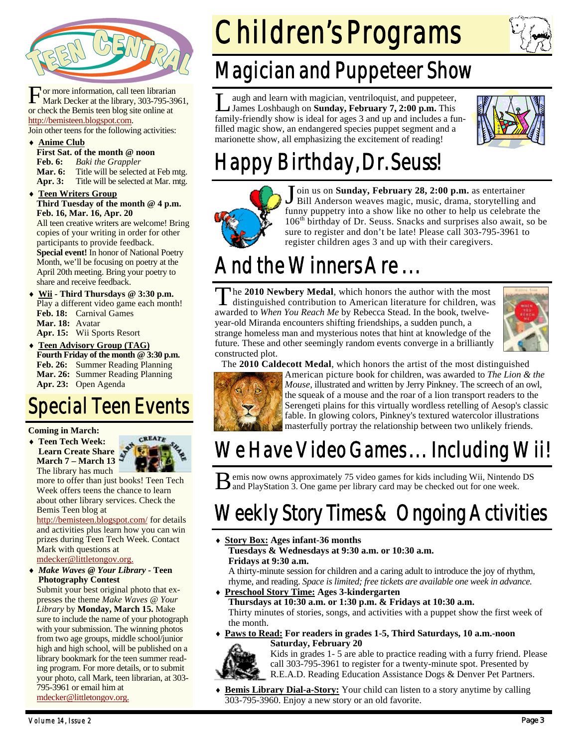# Teen Central

**F**or more information, call teen librarian Mark Decker at the library, 303-795-3961, or check the Bemis teen blog site online at http://bemisteen.blogspot.com.

Join other teens for the following activities:

- **Anime Club**
  **First Sat. of the month @ noon**
  **Feb. 6:** *Baki the Grappler*
  **Mar. 6:** Title will be selected at Feb mtg.
  **Apr. 3:** Title will be selected at Mar. mtg.
- **Teen Writers Group**
  **Third Tuesday of the month @ 4 p.m.**
  **Feb. 16, Mar. 16, Apr. 20**
  All teen creative writers are welcome! Bring copies of your writing in order for other participants to provide feedback.
  **Special event!** In honor of National Poetry Month, we'll be focusing on poetry at the April 20th meeting. Bring your poetry to share and receive feedback.
- **Wii - Third Thursdays @ 3:30 p.m.**
  Play a different video game each month!
  **Feb. 18:** Carnival Games
  **Mar. 18:** Avatar
  **Apr. 15:** Wii Sports Resort
- **Teen Advisory Group (TAG)**
  **Fourth Friday of the month @ 3:30 p.m.**
  **Feb. 26:** Summer Reading Planning
  **Mar. 26:** Summer Reading Planning
  **Apr. 23:** Open Agenda

## Special Teen Events

**Coming in March:**

- **Teen Tech Week: Learn Create Share March 7 – March 13**
  The library has much more to offer than just books! Teen Tech Week offers teens the chance to learn about other library services. Check the Bemis Teen blog at http://bemisteen.blogspot.com/ for details and activities plus learn how you can win prizes during Teen Tech Week. Contact Mark with questions at mdecker@littletongov.org.
- ***Make Waves @ Your Library* - Teen Photography Contest**
  Submit your best original photo that expresses the theme *Make Waves @ Your Library* by **Monday, March 15.** Make sure to include the name of your photograph with your submission. The winning photos from two age groups, middle school/junior high and high school, will be published on a library bookmark for the teen summer reading program. For more details, or to submit your photo, call Mark, teen librarian, at 303-795-3961 or email him at mdecker@littletongov.org.

# Children's Programs

## Magician and Puppeteer Show

**L**augh and learn with magician, ventriloquist, and puppeteer, James Loshbaugh on **Sunday, February 7, 2:00 p.m.** This family-friendly show is ideal for ages 3 and up and includes a fun-filled magic show, an endangered species puppet segment and a marionette show, all emphasizing the excitement of reading!

## Happy Birthday, Dr. Seuss!

**J**oin us on **Sunday, February 28, 2:00 p.m.** as entertainer Bill Anderson weaves magic, music, drama, storytelling and funny puppetry into a show like no other to help us celebrate the 106th birthday of Dr. Seuss. Snacks and surprises also await, so be sure to register and don't be late! Please call 303-795-3961 to register children ages 3 and up with their caregivers.

## And the Winners Are ...

**T**he **2010 Newbery Medal**, which honors the author with the most distinguished contribution to American literature for children, was awarded to *When You Reach Me* by Rebecca Stead. In the book, twelve-year-old Miranda encounters shifting friendships, a sudden punch, a strange homeless man and mysterious notes that hint at knowledge of the future. These and other seemingly random events converge in a brilliantly constructed plot.

The **2010 Caldecott Medal**, which honors the artist of the most distinguished American picture book for children, was awarded to *The Lion & the Mouse*, illustrated and written by Jerry Pinkney. The screech of an owl, the squeak of a mouse and the roar of a lion transport readers to the Serengeti plains for this virtually wordless retelling of Aesop's classic fable. In glowing colors, Pinkney's textured watercolor illustrations masterfully portray the relationship between two unlikely friends.

## We Have Video Games ... Including Wii!

**B**emis now owns approximately 75 video games for kids including Wii, Nintendo DS and PlayStation 3. One game per library card may be checked out for one week.

## Weekly Story Times & Ongoing Activities

- **Story Box: Ages infant-36 months**
  **Tuesdays & Wednesdays at 9:30 a.m. or 10:30 a.m.**
  **Fridays at 9:30 a.m.**
  A thirty-minute session for children and a caring adult to introduce the joy of rhythm, rhyme, and reading. *Space is limited; free tickets are available one week in advance.*
- **Preschool Story Time: Ages 3-kindergarten**
  **Thursdays at 10:30 a.m. or 1:30 p.m. & Fridays at 10:30 a.m.**
  Thirty minutes of stories, songs, and activities with a puppet show the first week of the month.
- **Paws to Read: For readers in grades 1-5, Third Saturdays, 10 a.m.-noon**
  **Saturday, February 20**
  Kids in grades 1- 5 are able to practice reading with a furry friend. Please call 303-795-3961 to register for a twenty-minute spot. Presented by R.E.A.D. Reading Education Assistance Dogs & Denver Pet Partners.
- **Bemis Library Dial-a-Story:** Your child can listen to a story anytime by calling 303-795-3960. Enjoy a new story or an old favorite.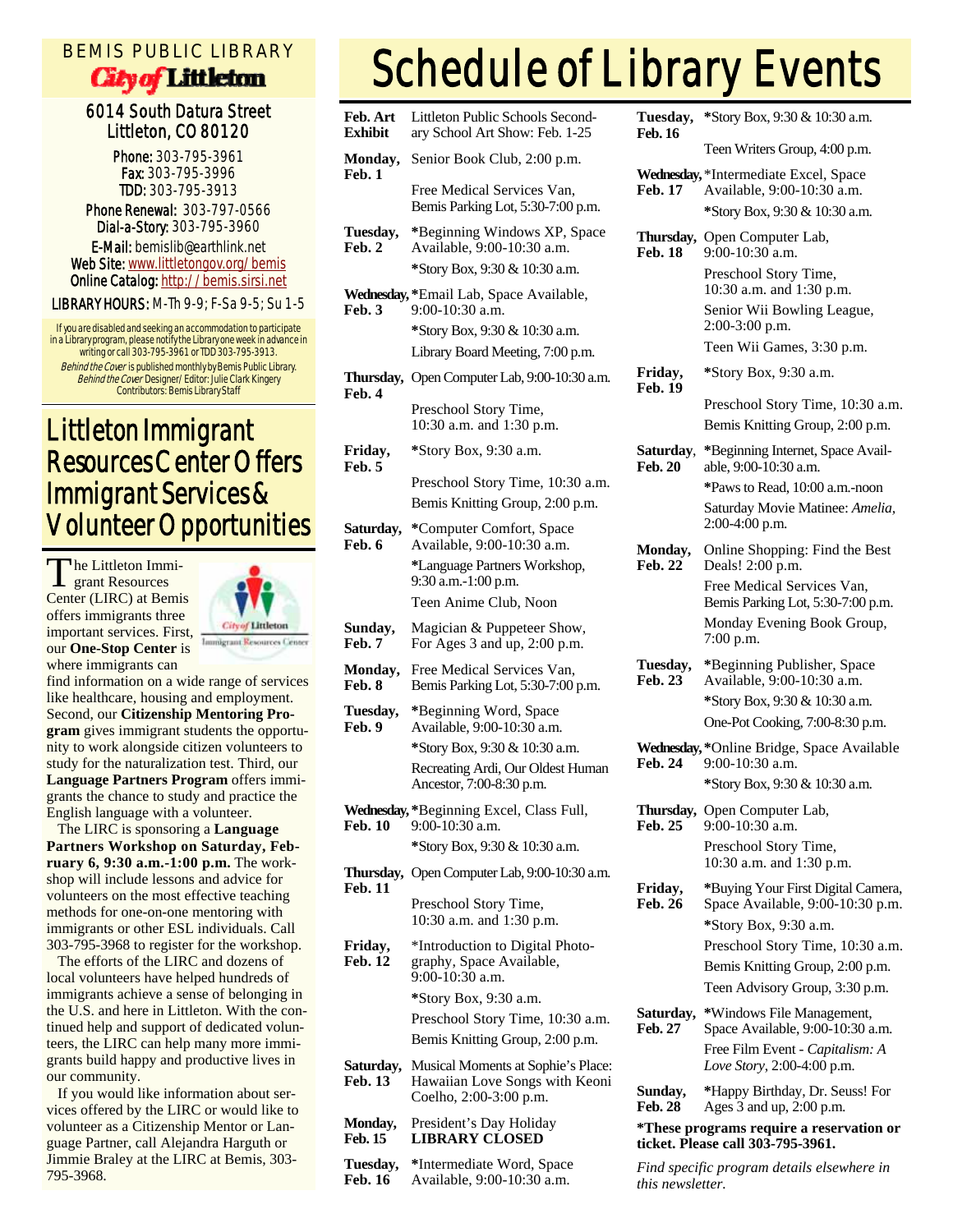BEMIS PUBLIC LIBRARY

City of Littleton

6014 South Datura Street
Littleton, CO 80120

Phone: 303-795-3961
Fax: 303-795-3996
TDD: 303-795-3913
Phone Renewal: 303-797-0566
Dial-a-Story: 303-795-3960
E-Mail: bemislib@earthlink.net
Web Site: www.littletongov.org/bemis
Online Catalog: http://bemis.sirsi.net

LIBRARY HOURS: M-Th 9-9; F-Sa 9-5; Su 1-5

If you are disabled and seeking an accommodation to participate in a Library program, please notify the Library one week in advance in writing or call 303-795-3961 or TDD 303-795-3913.

*Behind the Cover* is published monthly by Bemis Public Library.
*Behind the Cover* Designer/Editor: Julie Clark Kingery
Contributors: Bemis Library Staff

# Littleton Immigrant Resources Center Offers Immigrant Services & Volunteer Opportunities

The Littleton Immigrant Resources Center (LIRC) at Bemis offers immigrants three important services. First, our **One-Stop Center** is where immigrants can find information on a wide range of services like healthcare, housing and employment. Second, our **Citizenship Mentoring Program** gives immigrant students the opportunity to work alongside citizen volunteers to study for the naturalization test. Third, our **Language Partners Program** offers immigrants the chance to study and practice the English language with a volunteer.

The LIRC is sponsoring a **Language Partners Workshop on Saturday, February 6, 9:30 a.m.-1:00 p.m.** The workshop will include lessons and advice for volunteers on the most effective teaching methods for one-on-one mentoring with immigrants or other ESL individuals. Call 303-795-3968 to register for the workshop.

The efforts of the LIRC and dozens of local volunteers have helped hundreds of immigrants achieve a sense of belonging in the U.S. and here in Littleton. With the continued help and support of dedicated volunteers, the LIRC can help many more immigrants build happy and productive lives in our community.

If you would like information about services offered by the LIRC or would like to volunteer as a Citizenship Mentor or Language Partner, call Alejandra Harguth or Jimmie Braley at the LIRC at Bemis, 303-795-3968.

# Schedule of Library Events

**Feb. Art Exhibit** — Littleton Public Schools Secondary School Art Show: Feb. 1-25

**Monday, Feb. 1**
- Senior Book Club, 2:00 p.m.
- Free Medical Services Van, Bemis Parking Lot, 5:30-7:00 p.m.

**Tuesday, Feb. 2**
- *Beginning Windows XP, Space Available, 9:00-10:30 a.m.
- *Story Box, 9:30 & 10:30 a.m.

**Wednesday, Feb. 3**
- *Email Lab, Space Available, 9:00-10:30 a.m.
- *Story Box, 9:30 & 10:30 a.m.
- Library Board Meeting, 7:00 p.m.

**Thursday, Feb. 4**
- Open Computer Lab, 9:00-10:30 a.m.
- Preschool Story Time, 10:30 a.m. and 1:30 p.m.

**Friday, Feb. 5**
- *Story Box, 9:30 a.m.
- Preschool Story Time, 10:30 a.m.
- Bemis Knitting Group, 2:00 p.m.

**Saturday, Feb. 6**
- *Computer Comfort, Space Available, 9:00-10:30 a.m.
- *Language Partners Workshop, 9:30 a.m.-1:00 p.m.
- Teen Anime Club, Noon

**Sunday, Feb. 7**
- Magician & Puppeteer Show, For Ages 3 and up, 2:00 p.m.

**Monday, Feb. 8**
- Free Medical Services Van, Bemis Parking Lot, 5:30-7:00 p.m.

**Tuesday, Feb. 9**
- *Beginning Word, Space Available, 9:00-10:30 a.m.
- *Story Box, 9:30 & 10:30 a.m.
- Recreating Ardi, Our Oldest Human Ancestor, 7:00-8:30 p.m.

**Wednesday, Feb. 10**
- *Beginning Excel, Class Full, 9:00-10:30 a.m.
- *Story Box, 9:30 & 10:30 a.m.

**Thursday, Feb. 11**
- Open Computer Lab, 9:00-10:30 a.m.
- Preschool Story Time, 10:30 a.m. and 1:30 p.m.

**Friday, Feb. 12**
- *Introduction to Digital Photography, Space Available, 9:00-10:30 a.m.
- *Story Box, 9:30 a.m.
- Preschool Story Time, 10:30 a.m.
- Bemis Knitting Group, 2:00 p.m.

**Saturday, Feb. 13**
- Musical Moments at Sophie's Place: Hawaiian Love Songs with Keoni Coelho, 2:00-3:00 p.m.

**Monday, Feb. 15**
- President's Day Holiday **LIBRARY CLOSED**

**Tuesday, Feb. 16**
- *Intermediate Word, Space Available, 9:00-10:30 a.m.
- *Story Box, 9:30 & 10:30 a.m.
- Teen Writers Group, 4:00 p.m.

**Wednesday, Feb. 17**
- *Intermediate Excel, Space Available, 9:00-10:30 a.m.
- *Story Box, 9:30 & 10:30 a.m.

**Thursday, Feb. 18**
- Open Computer Lab, 9:00-10:30 a.m.
- Preschool Story Time, 10:30 a.m. and 1:30 p.m.
- Senior Wii Bowling League, 2:00-3:00 p.m.
- Teen Wii Games, 3:30 p.m.

**Friday, Feb. 19**
- *Story Box, 9:30 a.m.
- Preschool Story Time, 10:30 a.m.
- Bemis Knitting Group, 2:00 p.m.

**Saturday, Feb. 20**
- *Beginning Internet, Space Available, 9:00-10:30 a.m.
- *Paws to Read, 10:00 a.m.-noon
- Saturday Movie Matinee: *Amelia*, 2:00-4:00 p.m.

**Monday, Feb. 22**
- Online Shopping: Find the Best Deals! 2:00 p.m.
- Free Medical Services Van, Bemis Parking Lot, 5:30-7:00 p.m.
- Monday Evening Book Group, 7:00 p.m.

**Tuesday, Feb. 23**
- *Beginning Publisher, Space Available, 9:00-10:30 a.m.
- *Story Box, 9:30 & 10:30 a.m.
- One-Pot Cooking, 7:00-8:30 p.m.

**Wednesday, Feb. 24**
- *Online Bridge, Space Available 9:00-10:30 a.m.
- *Story Box, 9:30 & 10:30 a.m.

**Thursday, Feb. 25**
- Open Computer Lab, 9:00-10:30 a.m.
- Preschool Story Time, 10:30 a.m. and 1:30 p.m.

**Friday, Feb. 26**
- *Buying Your First Digital Camera, Space Available, 9:00-10:30 p.m.
- *Story Box, 9:30 a.m.
- Preschool Story Time, 10:30 a.m.
- Bemis Knitting Group, 2:00 p.m.
- Teen Advisory Group, 3:30 p.m.

**Saturday, Feb. 27**
- *Windows File Management, Space Available, 9:00-10:30 a.m.
- Free Film Event - *Capitalism: A Love Story*, 2:00-4:00 p.m.

**Sunday, Feb. 28**
- *Happy Birthday, Dr. Seuss! For Ages 3 and up, 2:00 p.m.

**\*These programs require a reservation or ticket. Please call 303-795-3961.**

*Find specific program details elsewhere in this newsletter.*